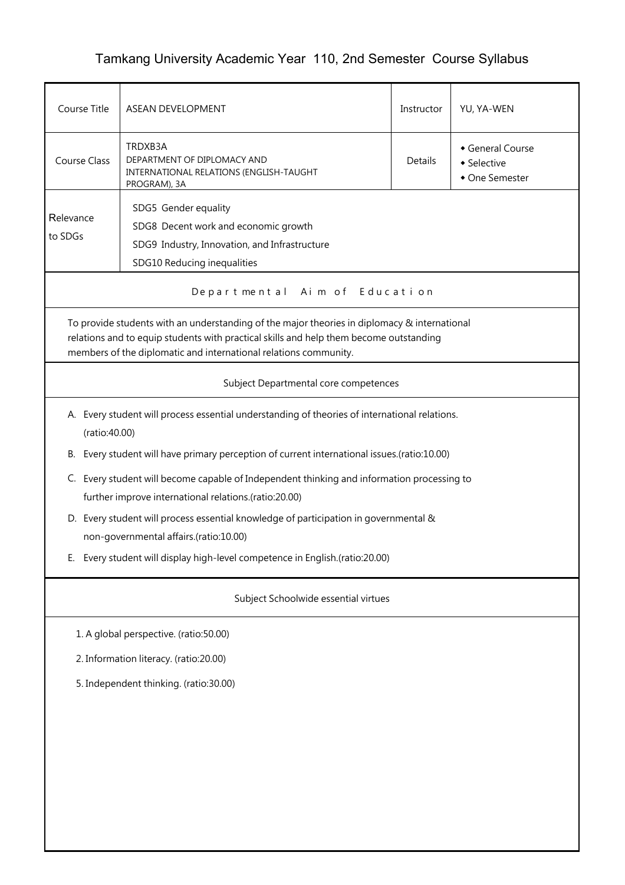# Tamkang University Academic Year 110, 2nd Semester Course Syllabus

| Course Title | ASEAN DEVELOPMENT | Instructor | YU, YA-WEN |
|---|---|---|---|
| Course Class | TRDXB3A<br>DEPARTMENT OF DIPLOMACY AND INTERNATIONAL RELATIONS (ENGLISH-TAUGHT PROGRAM), 3A | Details | ◆ General Course<br>◆ Selective<br>◆ One Semester |
| Relevance to SDGs | SDG5 Gender equality<br>SDG8 Decent work and economic growth<br>SDG9 Industry, Innovation, and Infrastructure<br>SDG10 Reducing inequalities | | |

## Departmental Aim of Education

To provide students with an understanding of the major theories in diplomacy & international relations and to equip students with practical skills and help them become outstanding members of the diplomatic and international relations community.

## Subject Departmental core competences

A. Every student will process essential understanding of theories of international relations.(ratio:40.00)

B. Every student will have primary perception of current international issues.(ratio:10.00)

C. Every student will become capable of Independent thinking and information processing to further improve international relations.(ratio:20.00)

D. Every student will process essential knowledge of participation in governmental & non-governmental affairs.(ratio:10.00)

E. Every student will display high-level competence in English.(ratio:20.00)

## Subject Schoolwide essential virtues

1. A global perspective. (ratio:50.00)

2. Information literacy. (ratio:20.00)

5. Independent thinking. (ratio:30.00)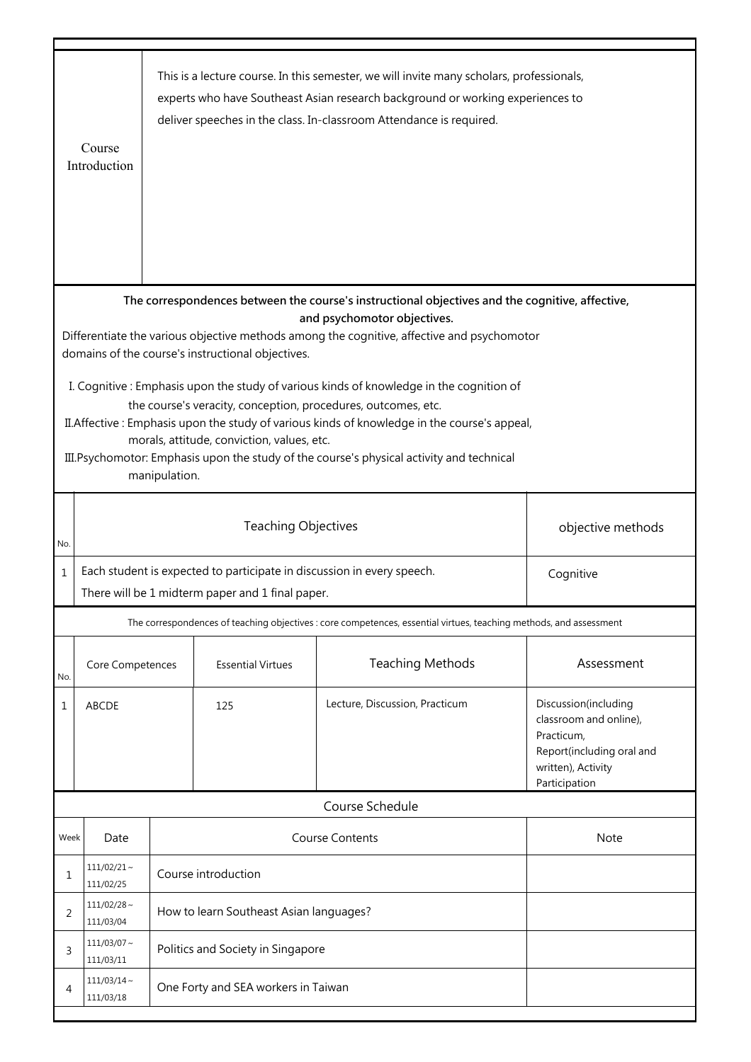| Course Introduction | This is a lecture course. In this semester, we will invite many scholars, professionals, experts who have Southeast Asian research background or working experiences to deliver speeches in the class. In-classroom Attendance is required. |
|---|---|

**The correspondences between the course's instructional objectives and the cognitive, affective, and psychomotor objectives.**

Differentiate the various objective methods among the cognitive, affective and psychomotor domains of the course's instructional objectives.

I. Cognitive : Emphasis upon the study of various kinds of knowledge in the cognition of the course's veracity, conception, procedures, outcomes, etc.

II.Affective : Emphasis upon the study of various kinds of knowledge in the course's appeal, morals, attitude, conviction, values, etc.

III.Psychomotor: Emphasis upon the study of the course's physical activity and technical manipulation.

| No. | Teaching Objectives | objective methods |
|---|---|---|
| 1 | Each student is expected to participate in discussion in every speech. There will be 1 midterm paper and 1 final paper. | Cognitive |

The correspondences of teaching objectives : core competences, essential virtues, teaching methods, and assessment

| No. | Core Competences | Essential Virtues | Teaching Methods | Assessment |
|---|---|---|---|---|
| 1 | ABCDE | 125 | Lecture, Discussion, Practicum | Discussion(including classroom and online), Practicum, Report(including oral and written), Activity Participation |

**Course Schedule**

| Week | Date | Course Contents | Note |
|---|---|---|---|
| 1 | 111/02/21～111/02/25 | Course introduction | |
| 2 | 111/02/28～111/03/04 | How to learn Southeast Asian languages? | |
| 3 | 111/03/07～111/03/11 | Politics and Society in Singapore | |
| 4 | 111/03/14～111/03/18 | One Forty and SEA workers in Taiwan | |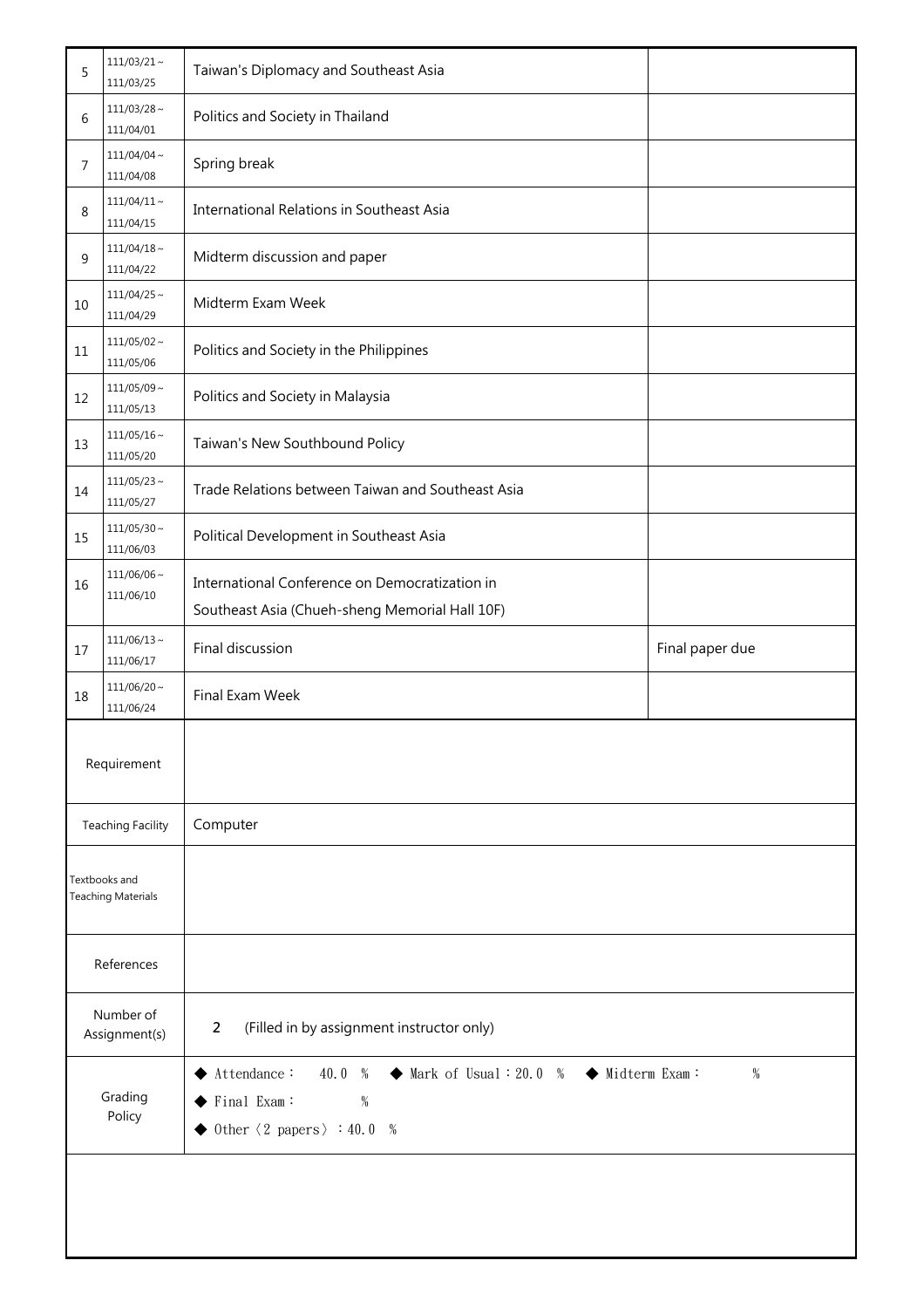| | | | |
|---|---|---|---|
| 5 | 111/03/21～<br>111/03/25 | Taiwan's Diplomacy and Southeast Asia | |
| 6 | 111/03/28～<br>111/04/01 | Politics and Society in Thailand | |
| 7 | 111/04/04～<br>111/04/08 | Spring break | |
| 8 | 111/04/11～<br>111/04/15 | International Relations in Southeast Asia | |
| 9 | 111/04/18～<br>111/04/22 | Midterm discussion and paper | |
| 10 | 111/04/25～<br>111/04/29 | Midterm Exam Week | |
| 11 | 111/05/02～<br>111/05/06 | Politics and Society in the Philippines | |
| 12 | 111/05/09～<br>111/05/13 | Politics and Society in Malaysia | |
| 13 | 111/05/16～<br>111/05/20 | Taiwan's New Southbound Policy | |
| 14 | 111/05/23～<br>111/05/27 | Trade Relations between Taiwan and Southeast Asia | |
| 15 | 111/05/30～<br>111/06/03 | Political Development in Southeast Asia | |
| 16 | 111/06/06～<br>111/06/10 | International Conference on Democratization in Southeast Asia (Chueh-sheng Memorial Hall 10F) | |
| 17 | 111/06/13～<br>111/06/17 | Final discussion | Final paper due |
| 18 | 111/06/20～<br>111/06/24 | Final Exam Week | |

| | |
|---|---|
| Requirement | |
| Teaching Facility | Computer |
| Textbooks and Teaching Materials | |
| References | |
| Number of Assignment(s) | 2 (Filled in by assignment instructor only) |
| Grading Policy | ◆ Attendance： 40.0 % ◆ Mark of Usual：20.0 % ◆ Midterm Exam： %<br>◆ Final Exam： %<br>◆ Other〈2 papers〉：40.0 % |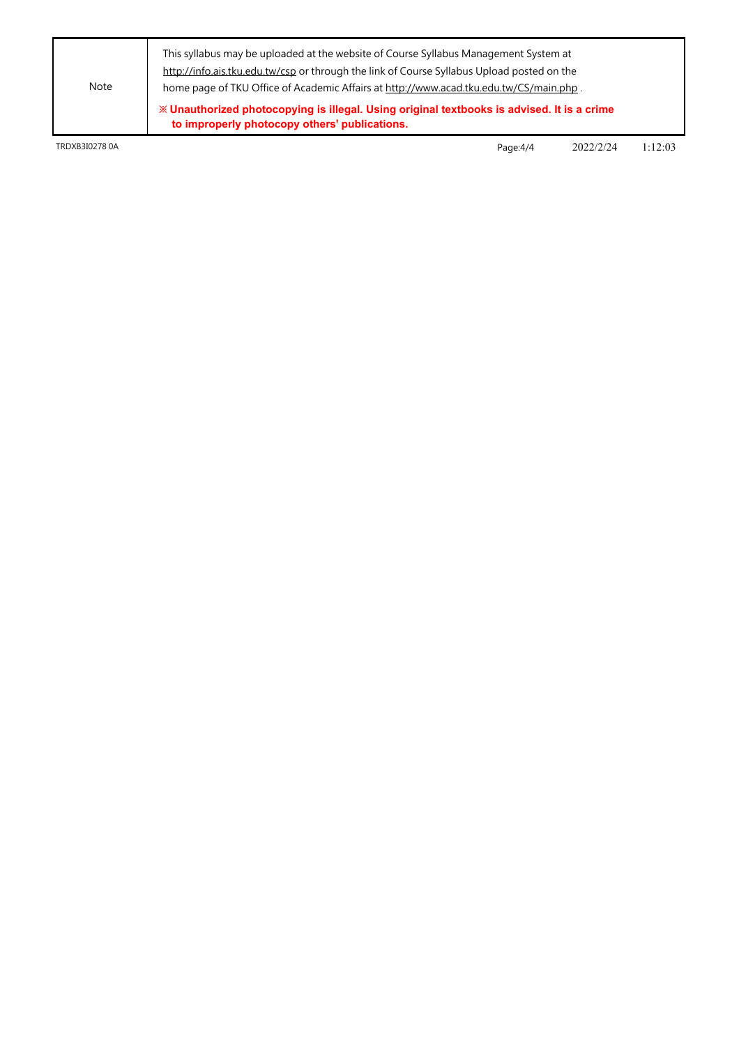| | |
|---|---|
| Note | This syllabus may be uploaded at the website of Course Syllabus Management System at http://info.ais.tku.edu.tw/csp or through the link of Course Syllabus Upload posted on the home page of TKU Office of Academic Affairs at http://www.acad.tku.edu.tw/CS/main.php . ※ **Unauthorized photocopying is illegal. Using original textbooks is advised. It is a crime to improperly photocopy others' publications.** |

TRDXB3I0278 0A 2022/2/24 1:12:03